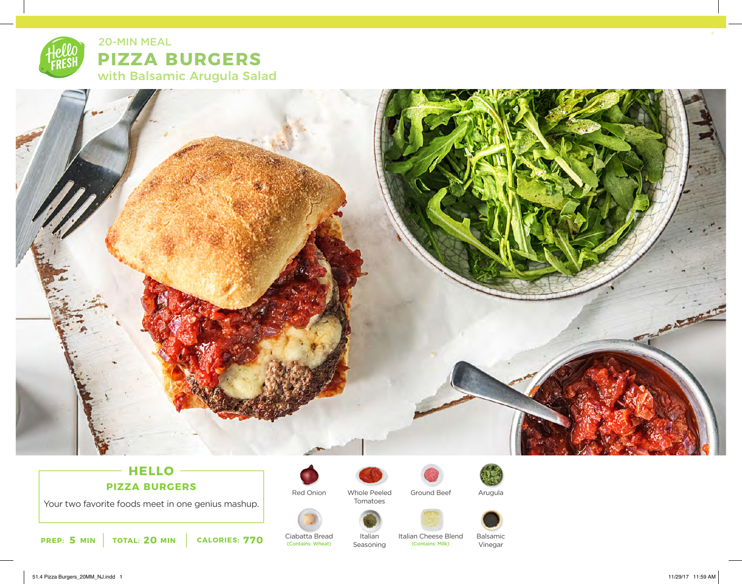20-MIN MEAL

# PIZZA BURGERS

## with Balsamic Arugula Salad

## HELLO

### PIZZA BURGERS

Your two favorite foods meet in one genius mashup.

**PREP:** 5 MIN | **TOTAL:** 20 MIN | **CALORIES:** 770

- Red Onion
- Whole Peeled Tomatoes
- Ground Beef
- Arugula
- Ciabatta Bread (Contains: Wheat)
- Italian Seasoning
- Italian Cheese Blend (Contains: Milk)
- Balsamic Vinegar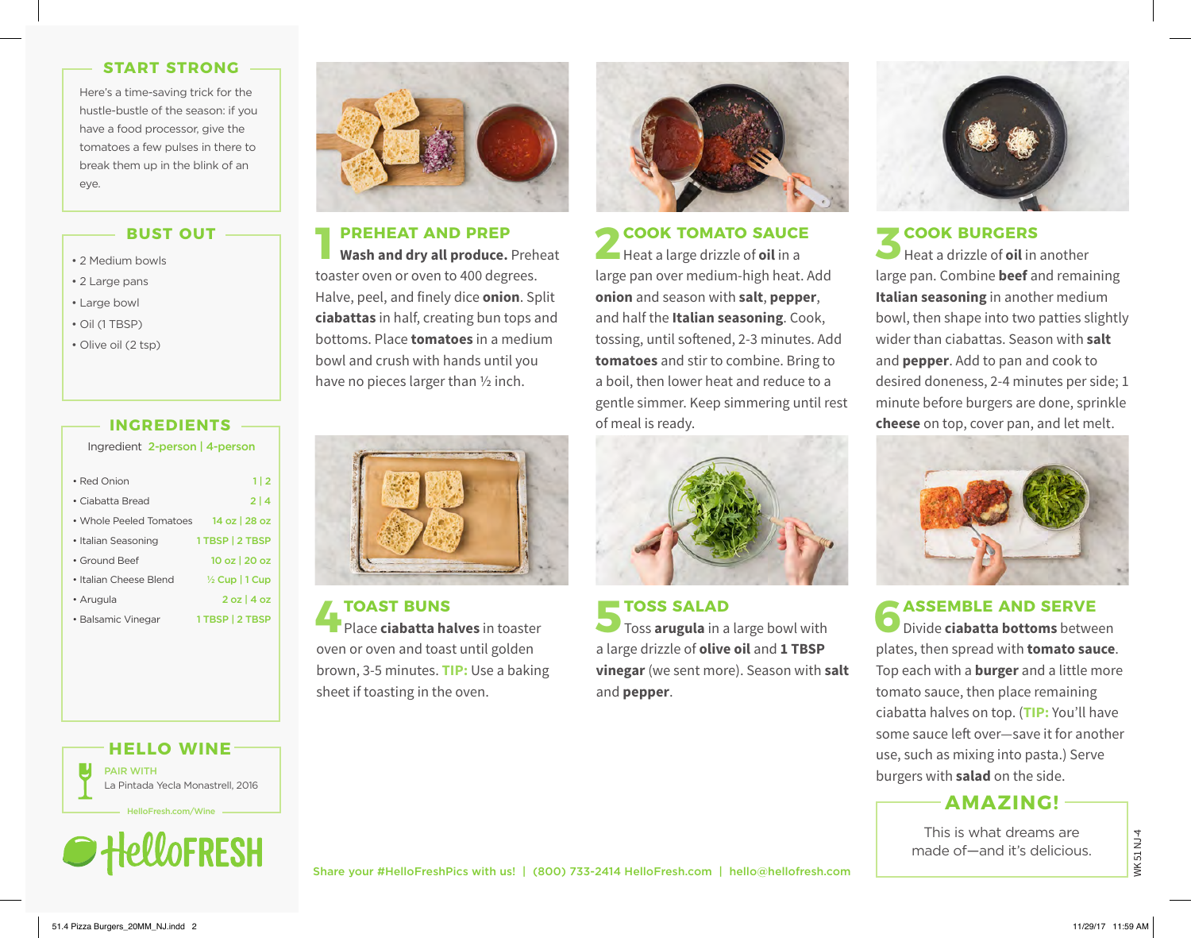## START STRONG

Here's a time-saving trick for the hustle-bustle of the season: if you have a food processor, give the tomatoes a few pulses in there to break them up in the blink of an eye.

## BUST OUT

- 2 Medium bowls
- 2 Large pans
- Large bowl
- Oil (1 TBSP)
- Olive oil (2 tsp)

## INGREDIENTS

| Ingredient | 2-person \| 4-person |
| --- | --- |
| Red Onion | 1 \| 2 |
| Ciabatta Bread | 2 \| 4 |
| Whole Peeled Tomatoes | 14 oz \| 28 oz |
| Italian Seasoning | 1 TBSP \| 2 TBSP |
| Ground Beef | 10 oz \| 20 oz |
| Italian Cheese Blend | ½ Cup \| 1 Cup |
| Arugula | 2 oz \| 4 oz |
| Balsamic Vinegar | 1 TBSP \| 2 TBSP |

## HELLO WINE

PAIR WITH
La Pintada Yecla Monastrell, 2016

HelloFresh.com/Wine

HelloFRESH

## 1 PREHEAT AND PREP

**Wash and dry all produce.** Preheat toaster oven or oven to 400 degrees. Halve, peel, and finely dice **onion**. Split **ciabattas** in half, creating bun tops and bottoms. Place **tomatoes** in a medium bowl and crush with hands until you have no pieces larger than ½ inch.

## 2 COOK TOMATO SAUCE

Heat a large drizzle of **oil** in a large pan over medium-high heat. Add **onion** and season with **salt**, **pepper**, and half the **Italian seasoning**. Cook, tossing, until softened, 2-3 minutes. Add **tomatoes** and stir to combine. Bring to a boil, then lower heat and reduce to a gentle simmer. Keep simmering until rest of meal is ready.

## 3 COOK BURGERS

Heat a drizzle of **oil** in another large pan. Combine **beef** and remaining **Italian seasoning** in another medium bowl, then shape into two patties slightly wider than ciabattas. Season with **salt** and **pepper**. Add to pan and cook to desired doneness, 2-4 minutes per side; 1 minute before burgers are done, sprinkle **cheese** on top, cover pan, and let melt.

## 4 TOAST BUNS

Place **ciabatta halves** in toaster oven or oven and toast until golden brown, 3-5 minutes. **TIP:** Use a baking sheet if toasting in the oven.

## 5 TOSS SALAD

Toss **arugula** in a large bowl with a large drizzle of **olive oil** and **1 TBSP vinegar** (we sent more). Season with **salt** and **pepper**.

## 6 ASSEMBLE AND SERVE

Divide **ciabatta bottoms** between plates, then spread with **tomato sauce**. Top each with a **burger** and a little more tomato sauce, then place remaining ciabatta halves on top. (**TIP:** You'll have some sauce left over—save it for another use, such as mixing into pasta.) Serve burgers with **salad** on the side.

## AMAZING!

This is what dreams are made of—and it's delicious.

Share your #HelloFreshPics with us! | (800) 733-2414 HelloFresh.com | hello@hellofresh.com

WK 51 NJ 4